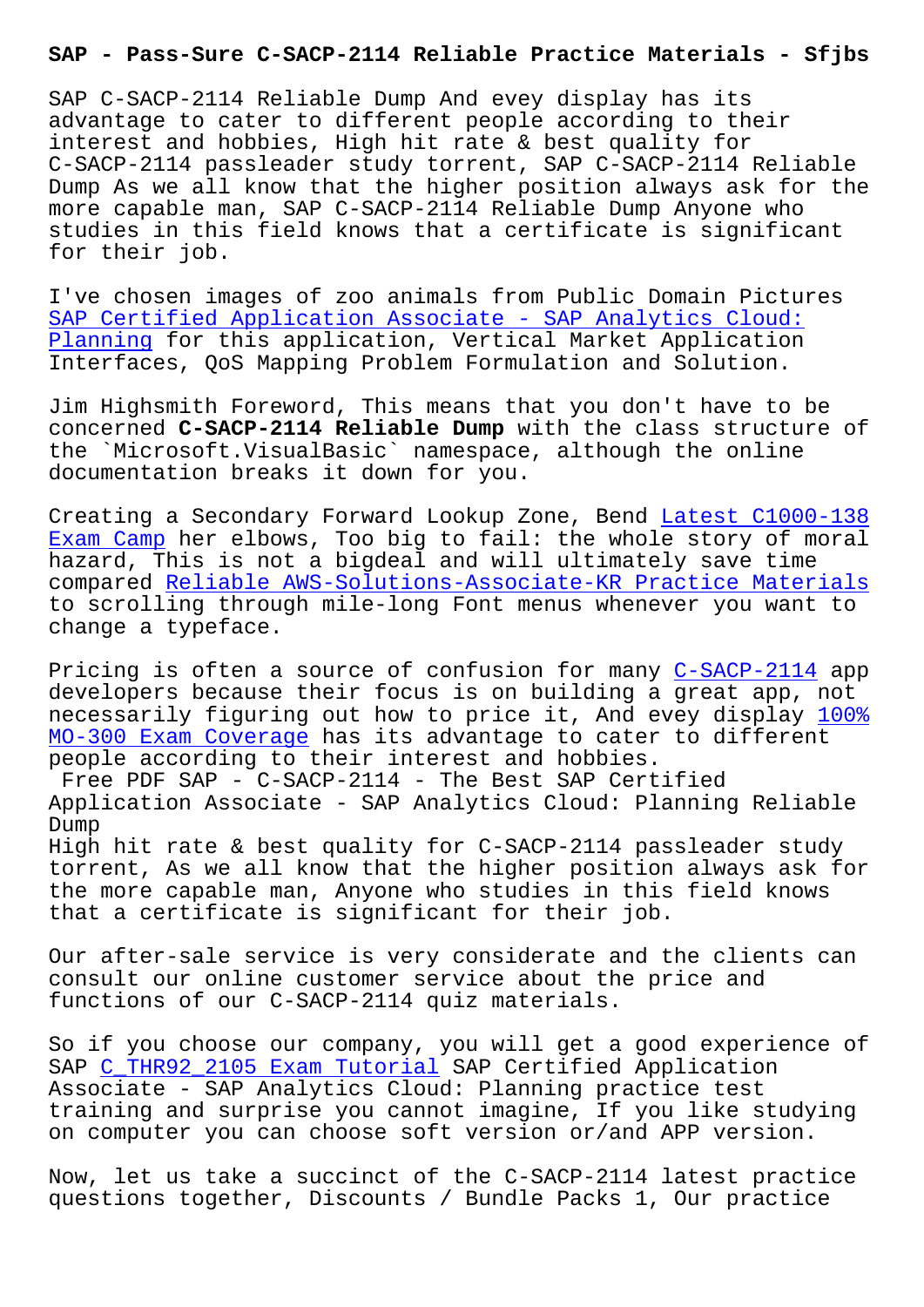# SAP - Pass-Sure C-SACP-2114 Reliable Practice Materials - Sfjbs

SAP C-SACP-2114 Reliable Dump And evey display has its advantage to cater to different people according to their interest and hobbies, High hit rate & best quality for C-SACP-2114 passleader study torrent, SAP C-SACP-2114 Reliable Dump As we all know that the higher position always ask for the more capable man, SAP C-SACP-2114 Reliable Dump Anyone who studies in this field knows that a certificate is significant for their job.

I've chosen images of zoo animals from Public Domain Pictures SAP Certified Application Associate - SAP Analytics Cloud: Planning for this application, Vertical Market Application Interfaces, QoS Mapping Problem Formulation and Solution.

Jim Highsmith Foreword, This means that you don't have to be concerned **C-SACP-2114 Reliable Dump** with the class structure of the `Microsoft.VisualBasic` namespace, although the online documentation breaks it down for you.

Creating a Secondary Forward Lookup Zone, Bend Latest C1000-138 Exam Camp her elbows, Too big to fail: the whole story of moral hazard, This is not a bigdeal and will ultimately save time compared Reliable AWS-Solutions-Associate-KR Practice Materials to scrolling through mile-long Font menus whenever you want to change a typeface.

Pricing is often a source of confusion for many C-SACP-2114 app developers because their focus is on building a great app, not necessarily figuring out how to price it, And evey display 100% MO-300 Exam Coverage has its advantage to cater to different people according to their interest and hobbies.

Free PDF SAP - C-SACP-2114 - The Best SAP Certified Application Associate - SAP Analytics Cloud: Planning Reliable Dump

High hit rate & best quality for C-SACP-2114 passleader study torrent, As we all know that the higher position always ask for the more capable man, Anyone who studies in this field knows that a certificate is significant for their job.

Our after-sale service is very considerate and the clients can consult our online customer service about the price and functions of our C-SACP-2114 quiz materials.

So if you choose our company, you will get a good experience of SAP C_THR92_2105 Exam Tutorial SAP Certified Application Associate - SAP Analytics Cloud: Planning practice test training and surprise you cannot imagine, If you like studying on computer you can choose soft version or/and APP version.

Now, let us take a succinct of the C-SACP-2114 latest practice questions together, Discounts / Bundle Packs 1, Our practice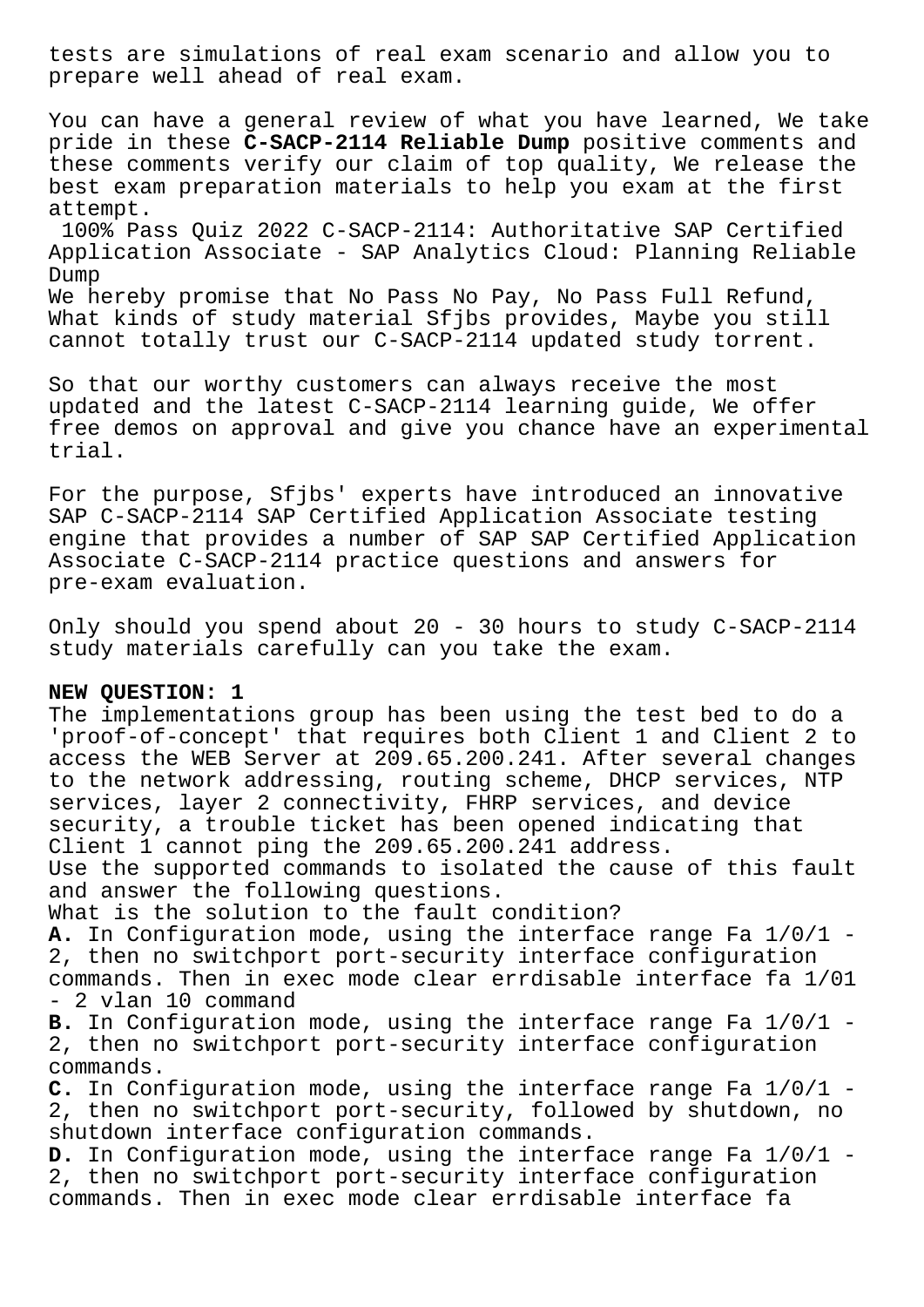tests are simulations of real exam scenario and allow you to prepare well ahead of real exam.

You can have a general review of what you have learned, We take pride in these **C-SACP-2114 Reliable Dump** positive comments and these comments verify our claim of top quality, We release the best exam preparation materials to help you exam at the first attempt.

100% Pass Quiz 2022 C-SACP-2114: Authoritative SAP Certified Application Associate - SAP Analytics Cloud: Planning Reliable Dump

We hereby promise that No Pass No Pay, No Pass Full Refund, What kinds of study material Sfjbs provides, Maybe you still cannot totally trust our C-SACP-2114 updated study torrent.

So that our worthy customers can always receive the most updated and the latest C-SACP-2114 learning guide, We offer free demos on approval and give you chance have an experimental trial.

For the purpose, Sfjbs' experts have introduced an innovative SAP C-SACP-2114 SAP Certified Application Associate testing engine that provides a number of SAP SAP Certified Application Associate C-SACP-2114 practice questions and answers for pre-exam evaluation.

Only should you spend about 20 - 30 hours to study C-SACP-2114 study materials carefully can you take the exam.

**NEW QUESTION: 1**

The implementations group has been using the test bed to do a 'proof-of-concept' that requires both Client 1 and Client 2 to access the WEB Server at 209.65.200.241. After several changes to the network addressing, routing scheme, DHCP services, NTP services, layer 2 connectivity, FHRP services, and device security, a trouble ticket has been opened indicating that Client 1 cannot ping the 209.65.200.241 address.

Use the supported commands to isolated the cause of this fault and answer the following questions.

What is the solution to the fault condition?

**A.** In Configuration mode, using the interface range Fa 1/0/1 - 2, then no switchport port-security interface configuration commands. Then in exec mode clear errdisable interface fa 1/01 - 2 vlan 10 command

**B.** In Configuration mode, using the interface range Fa 1/0/1 - 2, then no switchport port-security interface configuration commands.

**C.** In Configuration mode, using the interface range Fa 1/0/1 - 2, then no switchport port-security, followed by shutdown, no shutdown interface configuration commands.

**D.** In Configuration mode, using the interface range Fa 1/0/1 - 2, then no switchport port-security interface configuration commands. Then in exec mode clear errdisable interface fa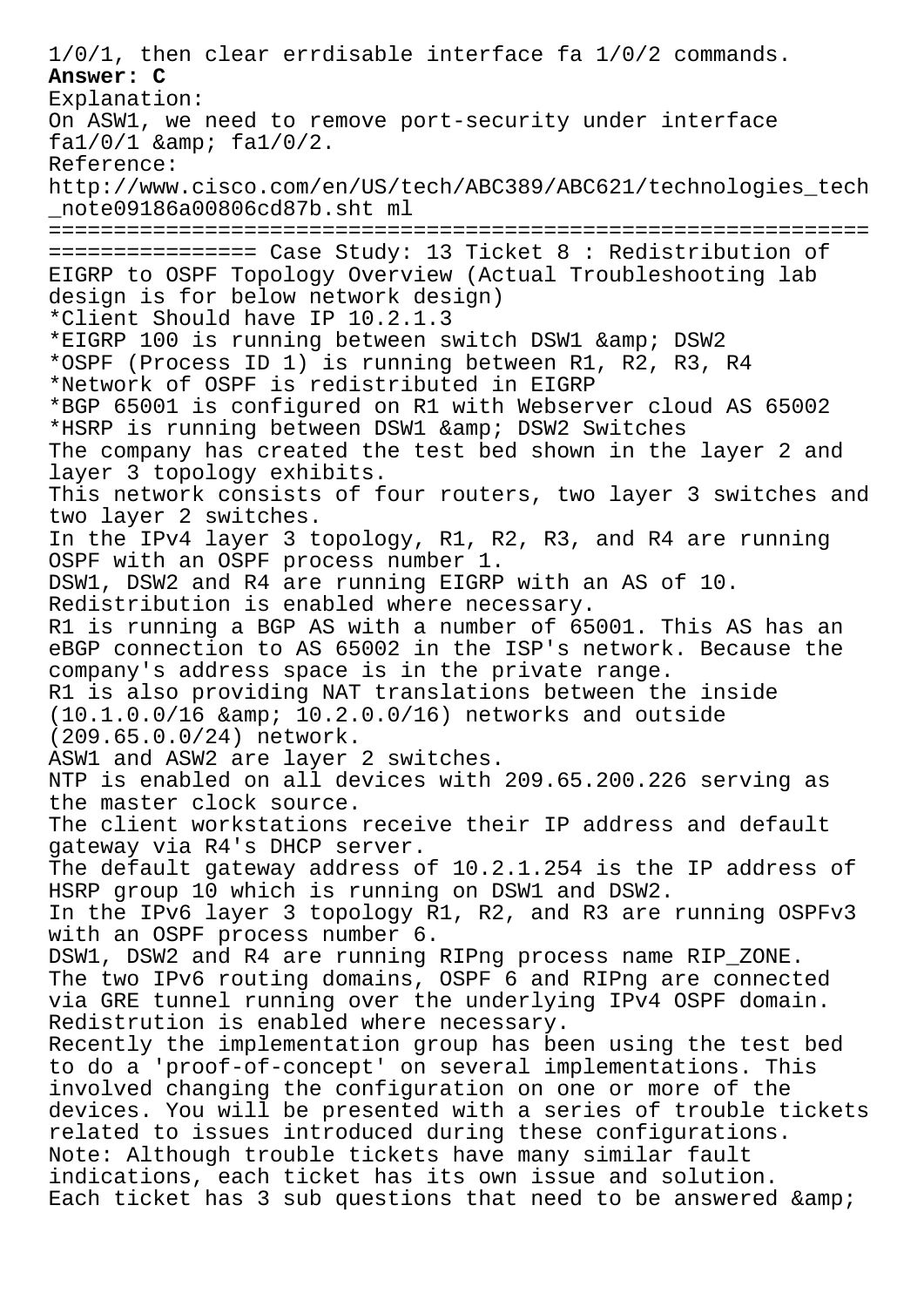1/0/1, then clear errdisable interface fa 1/0/2 commands.

**Answer: C**

Explanation:
On ASW1, we need to remove port-security under interface fa1/0/1 &amp; fa1/0/2.

Reference:
http://www.cisco.com/en/US/tech/ABC389/ABC621/technologies_tech_note09186a00806cd87b.sht ml

================================================================================ Case Study: 13 Ticket 8 : Redistribution of EIGRP to OSPF Topology Overview (Actual Troubleshooting lab design is for below network design)

*Client Should have IP 10.2.1.3
*EIGRP 100 is running between switch DSW1 &amp; DSW2
*OSPF (Process ID 1) is running between R1, R2, R3, R4
*Network of OSPF is redistributed in EIGRP
*BGP 65001 is configured on R1 with Webserver cloud AS 65002
*HSRP is running between DSW1 &amp; DSW2 Switches

The company has created the test bed shown in the layer 2 and layer 3 topology exhibits.
This network consists of four routers, two layer 3 switches and two layer 2 switches.
In the IPv4 layer 3 topology, R1, R2, R3, and R4 are running OSPF with an OSPF process number 1.
DSW1, DSW2 and R4 are running EIGRP with an AS of 10.
Redistribution is enabled where necessary.
R1 is running a BGP AS with a number of 65001. This AS has an eBGP connection to AS 65002 in the ISP's network. Because the company's address space is in the private range.
R1 is also providing NAT translations between the inside (10.1.0.0/16 &amp; 10.2.0.0/16) networks and outside (209.65.0.0/24) network.
ASW1 and ASW2 are layer 2 switches.
NTP is enabled on all devices with 209.65.200.226 serving as the master clock source.
The client workstations receive their IP address and default gateway via R4's DHCP server.
The default gateway address of 10.2.1.254 is the IP address of HSRP group 10 which is running on DSW1 and DSW2.
In the IPv6 layer 3 topology R1, R2, and R3 are running OSPFv3 with an OSPF process number 6.
DSW1, DSW2 and R4 are running RIPng process name RIP_ZONE.
The two IPv6 routing domains, OSPF 6 and RIPng are connected via GRE tunnel running over the underlying IPv4 OSPF domain.
Redistrution is enabled where necessary.
Recently the implementation group has been using the test bed to do a 'proof-of-concept' on several implementations. This involved changing the configuration on one or more of the devices. You will be presented with a series of trouble tickets related to issues introduced during these configurations.
Note: Although trouble tickets have many similar fault indications, each ticket has its own issue and solution.
Each ticket has 3 sub questions that need to be answered &amp;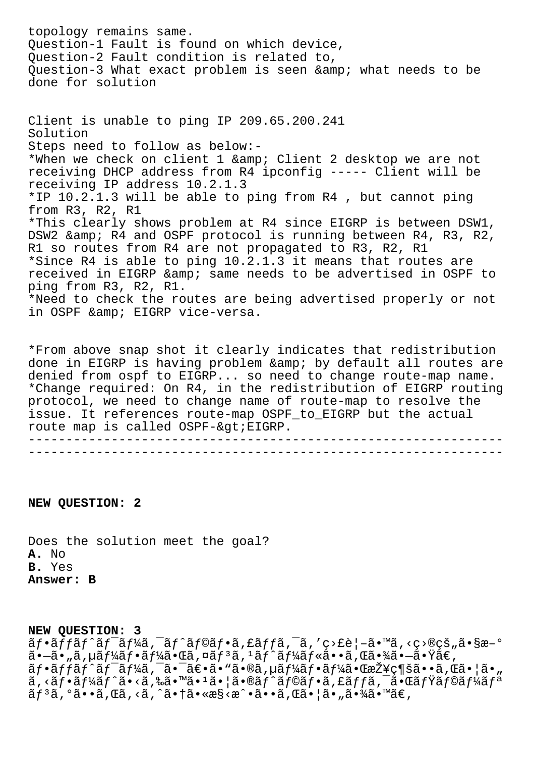topology remains same.
Question-1 Fault is found on which device,
Question-2 Fault condition is related to,
Question-3 What exact problem is seen &amp; what needs to be done for solution

Client is unable to ping IP 209.65.200.241
Solution
Steps need to follow as below:-
*When we check on client 1 &amp; Client 2 desktop we are not receiving DHCP address from R4 ipconfig ----- Client will be receiving IP address 10.2.1.3
*IP 10.2.1.3 will be able to ping from R4 , but cannot ping from R3, R2, R1
*This clearly shows problem at R4 since EIGRP is between DSW1, DSW2 &amp; R4 and OSPF protocol is running between R4, R3, R2, R1 so routes from R4 are not propagated to R3, R2, R1
*Since R4 is able to ping 10.2.1.3 it means that routes are received in EIGRP &amp; same needs to be advertised in OSPF to ping from R3, R2, R1.
*Need to check the routes are being advertised properly or not in OSPF &amp; EIGRP vice-versa.

*From above snap shot it clearly indicates that redistribution done in EIGRP is having problem &amp; by default all routes are denied from ospf to EIGRP... so need to change route-map name.
*Change required: On R4, in the redistribution of EIGRP routing protocol, we need to change name of route-map to resolve the issue. It references route-map OSPF_to_EIGRP but the actual route map is called OSPF-&gt;EIGRP.

---

---

**NEW QUESTION: 2**

Does the solution meet the goal?
**A.** No
**B.** Yes
**Answer: B**

**NEW QUESTION: 3**
ãƒ•ãƒƒãƒˆãƒ¯ãƒ¼ã‚¯ãƒˆãƒ©ãƒ•ã‚£ãƒƒã‚¯ã‚’ç›£è¦–ã™ã‚‹ç›®çš„ã§æ–°ã—ã„ã‚µãƒ¼ãƒãƒ¼ãŒã‚¤ãƒ³ã‚¹ãƒˆãƒ¼ãƒ«ã•ã‚Œã¾ã—ãŸã€‚
ãƒ•ãƒƒãƒˆãƒ¯ãƒ¼ã‚¯ã¯ã€ã•ã"ã®ã‚µãƒ¼ãƒãƒ¼ãŒæŽ¥ç¶šã•ã‚Œã¦ã"ã‚‹ãƒ•ãƒ¼ãƒˆã‹ã‚‰ã™ã¹ã¦ã®ãƒˆãƒ©ãƒ•ã‚£ãƒƒã‚¯ãŒãƒŸãƒ©ãƒ¼ãƒªãƒ³ã‚°ã•ã‚Œã‚‹ã‚ˆã†ã«æ§‹æˆã•ã‚Œã¦ã„ã¾ã™ã€‚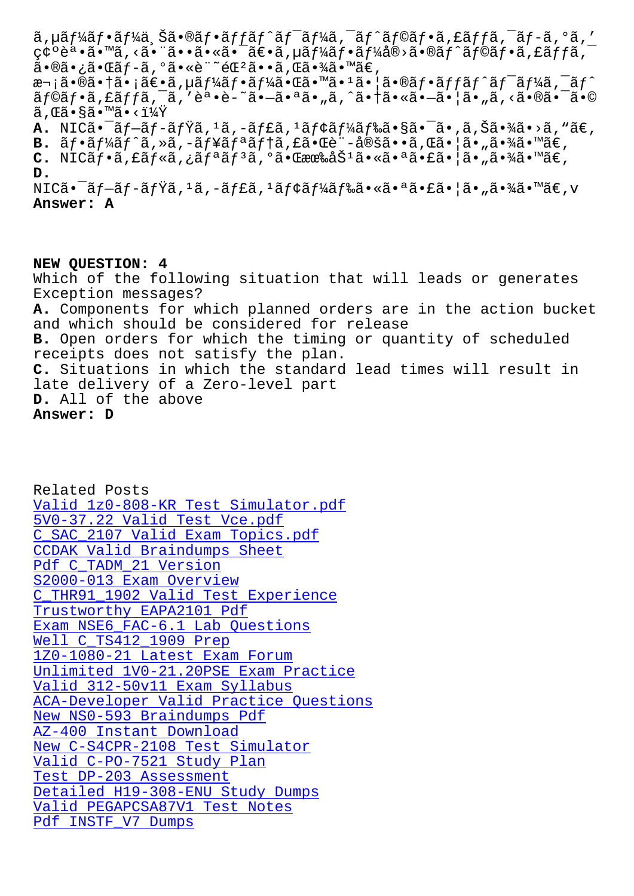ã,µãƒ¼ãƒ•ãƒ¼ä¸Šã•®ãƒ•ãƒƒãƒˆãƒ¯ãƒ¼ã,¯ãƒˆãƒ©ãƒ•ã,£ãƒƒã,¯ãƒ-ã,°ã,'ç¢ºèª•ã•™ã,<ã•¨ã••ã•«ã•¯ã€•ã,µãƒ¼ãƒ•ãƒ¼å®›ã•®ãƒˆãƒ©ãƒ•ã,£ãƒƒã,¯ã•®ã•¿ã•Œãƒ-ã,°ã•«è¨˜éŒ²ã••ã,Œã•¾ã•™ã€,
次ã•®ã•†ã•¡ã€•ã,µãƒ¼ãƒ•ãƒ¼ã•Œã•™ã•¹ã•¦ã•®ãƒ•ãƒƒãƒˆãƒ¯ãƒ¼ã,¯ãƒˆãƒ©ãƒ•ã,£ãƒƒã,¯ã,'èª•è-˜ã•—ã•ªã•„ã,^ã•†ã•«ã•—ã•¦ã•„ã,<ã•®ã•¯ã•©ã,Œã•§ã•™ã•<ï¼Ÿ

**A.** NICã•¯ãƒ—ãƒ-ãƒŸã,¹ã,-ãƒ£ã,¹ãƒ¢ãƒ¼ãƒ‰ã•§ã•¯ã•,ã,Šã•¾ã•›ã,"ã€,
**B.** ãƒ•ãƒ¼ãƒˆã,»ã,-ãƒ¥ãƒªãƒ†ã,£ã•Œè¨-定ã••ã,Œã•¦ã•„ã•¾ã•™ã€,
**C.** NICãƒ•ã,£ãƒ«ã,¿ãƒªãƒ³ã,°ã•Œæœ‰åŠ¹ã•«ã•ªã•£ã•¦ã•„ã•¾ã•™ã€,
**D.** NICã•¯ãƒ—ãƒ-ãƒŸã,¹ã,-ãƒ£ã,¹ãƒ¢ãƒ¼ãƒ‰ã•«ã•ªã•£ã•¦ã•„ã•¾ã•™ã€,v

**Answer: A**

**NEW QUESTION: 4**

Which of the following situation that will leads or generates Exception messages?

**A.** Components for which planned orders are in the action bucket and which should be considered for release
**B.** Open orders for which the timing or quantity of scheduled receipts does not satisfy the plan.
**C.** Situations in which the standard lead times will result in late delivery of a Zero-level part
**D.** All of the above

**Answer: D**

Related Posts

- Valid 1z0-808-KR Test Simulator.pdf
- 5V0-37.22 Valid Test Vce.pdf
- C_SAC_2107 Valid Exam Topics.pdf
- CCDAK Valid Braindumps Sheet
- Pdf C_TADM_21 Version
- S2000-013 Exam Overview
- C_THR91_1902 Valid Test Experience
- Trustworthy EAPA2101 Pdf
- Exam NSE6_FAC-6.1 Lab Questions
- Well C_TS412_1909 Prep
- 1Z0-1080-21 Latest Exam Forum
- Unlimited 1V0-21.20PSE Exam Practice
- Valid 312-50v11 Exam Syllabus
- ACA-Developer Valid Practice Questions
- New NS0-593 Braindumps Pdf
- AZ-400 Instant Download
- New C-S4CPR-2108 Test Simulator
- Valid C-PO-7521 Study Plan
- Test DP-203 Assessment
- Detailed H19-308-ENU Study Dumps
- Valid PEGAPCSA87V1 Test Notes
- Pdf INSTF_V7 Dumps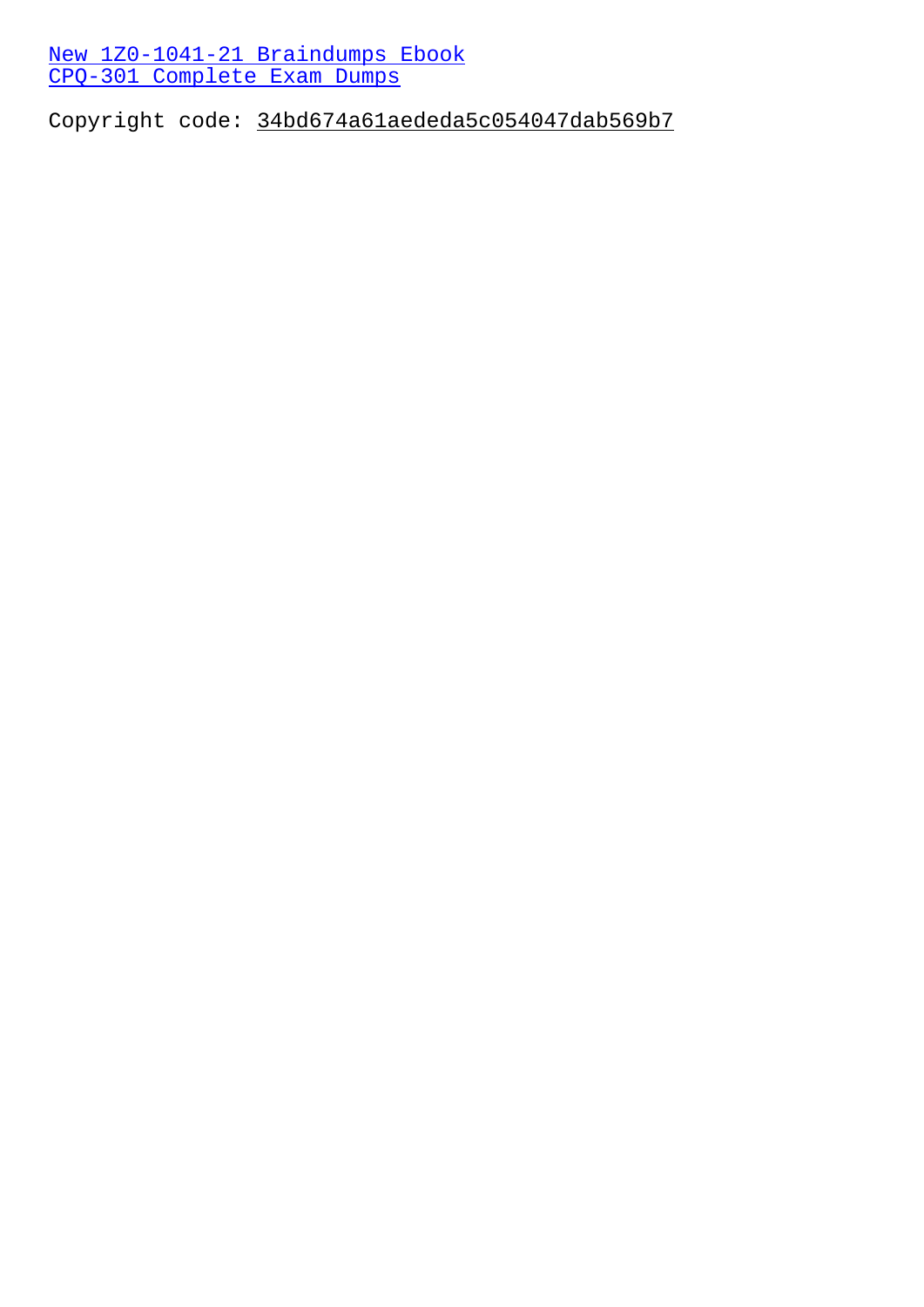New 1Z0-1041-21 Braindumps Ebook
CPQ-301 Complete Exam Dumps

Copyright code: 34bd674a61aededa5c054047dab569b7